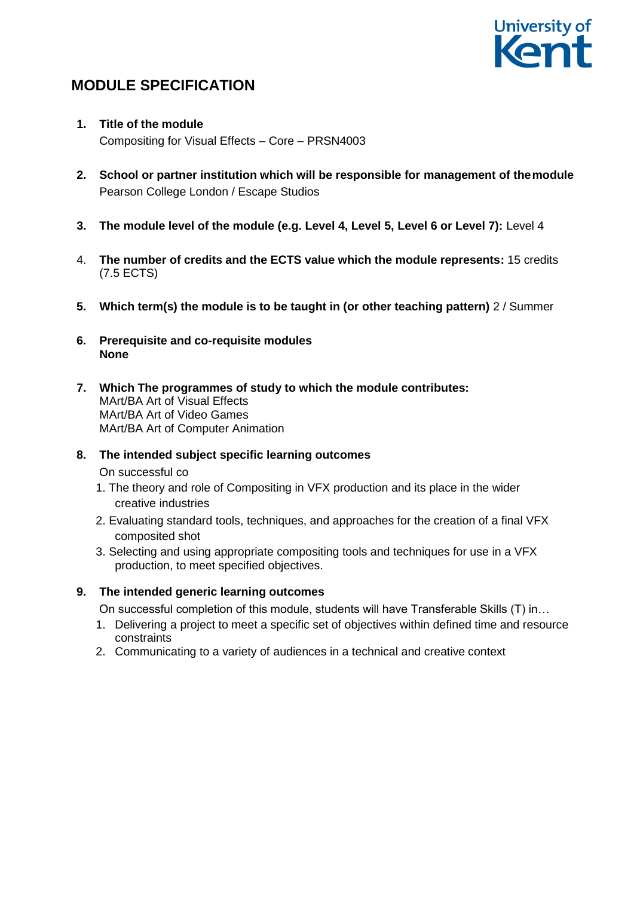# MODULE SPECIFICATION

1. **Title of the module**
   Compositing for Visual Effects – Core – PRSN4003

2. **School or partner institution which will be responsible for management of the module**
   Pearson College London / Escape Studios

3. **The module level of the module (e.g. Level 4, Level 5, Level 6 or Level 7):** Level 4

4. **The number of credits and the ECTS value which the module represents:** 15 credits (7.5 ECTS)

5. **Which term(s) the module is to be taught in (or other teaching pattern)** 2 / Summer

6. **Prerequisite and co-requisite modules**
   **None**

7. **Which The programmes of study to which the module contributes:**
   MArt/BA Art of Visual Effects
   MArt/BA Art of Video Games
   MArt/BA Art of Computer Animation

8. **The intended subject specific learning outcomes**
   On successful co
   1. The theory and role of Compositing in VFX production and its place in the wider creative industries
   2. Evaluating standard tools, techniques, and approaches for the creation of a final VFX composited shot
   3. Selecting and using appropriate compositing tools and techniques for use in a VFX production, to meet specified objectives.

9. **The intended generic learning outcomes**
   On successful completion of this module, students will have Transferable Skills (T) in…
   1. Delivering a project to meet a specific set of objectives within defined time and resource constraints
   2. Communicating to a variety of audiences in a technical and creative context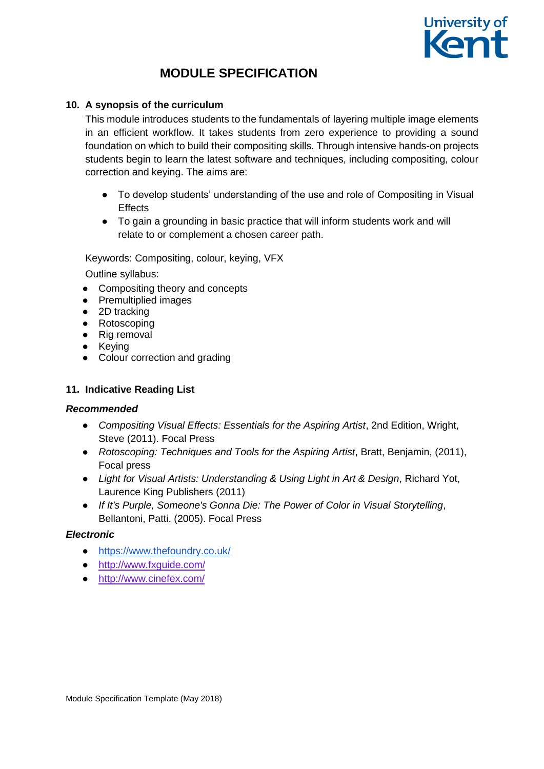# MODULE SPECIFICATION

## 10. A synopsis of the curriculum

This module introduces students to the fundamentals of layering multiple image elements in an efficient workflow. It takes students from zero experience to providing a sound foundation on which to build their compositing skills. Through intensive hands-on projects students begin to learn the latest software and techniques, including compositing, colour correction and keying. The aims are:

- To develop students' understanding of the use and role of Compositing in Visual Effects
- To gain a grounding in basic practice that will inform students work and will relate to or complement a chosen career path.

Keywords: Compositing, colour, keying, VFX

Outline syllabus:

- Compositing theory and concepts
- Premultiplied images
- 2D tracking
- Rotoscoping
- Rig removal
- Keying
- Colour correction and grading

## 11. Indicative Reading List

### *Recommended*

- *Compositing Visual Effects: Essentials for the Aspiring Artist*, 2nd Edition, Wright, Steve (2011). Focal Press
- *Rotoscoping: Techniques and Tools for the Aspiring Artist*, Bratt, Benjamin, (2011), Focal press
- *Light for Visual Artists: Understanding & Using Light in Art & Design*, Richard Yot, Laurence King Publishers (2011)
- *If It's Purple, Someone's Gonna Die: The Power of Color in Visual Storytelling*, Bellantoni, Patti. (2005). Focal Press

### *Electronic*

- https://www.thefoundry.co.uk/
- http://www.fxguide.com/
- http://www.cinefex.com/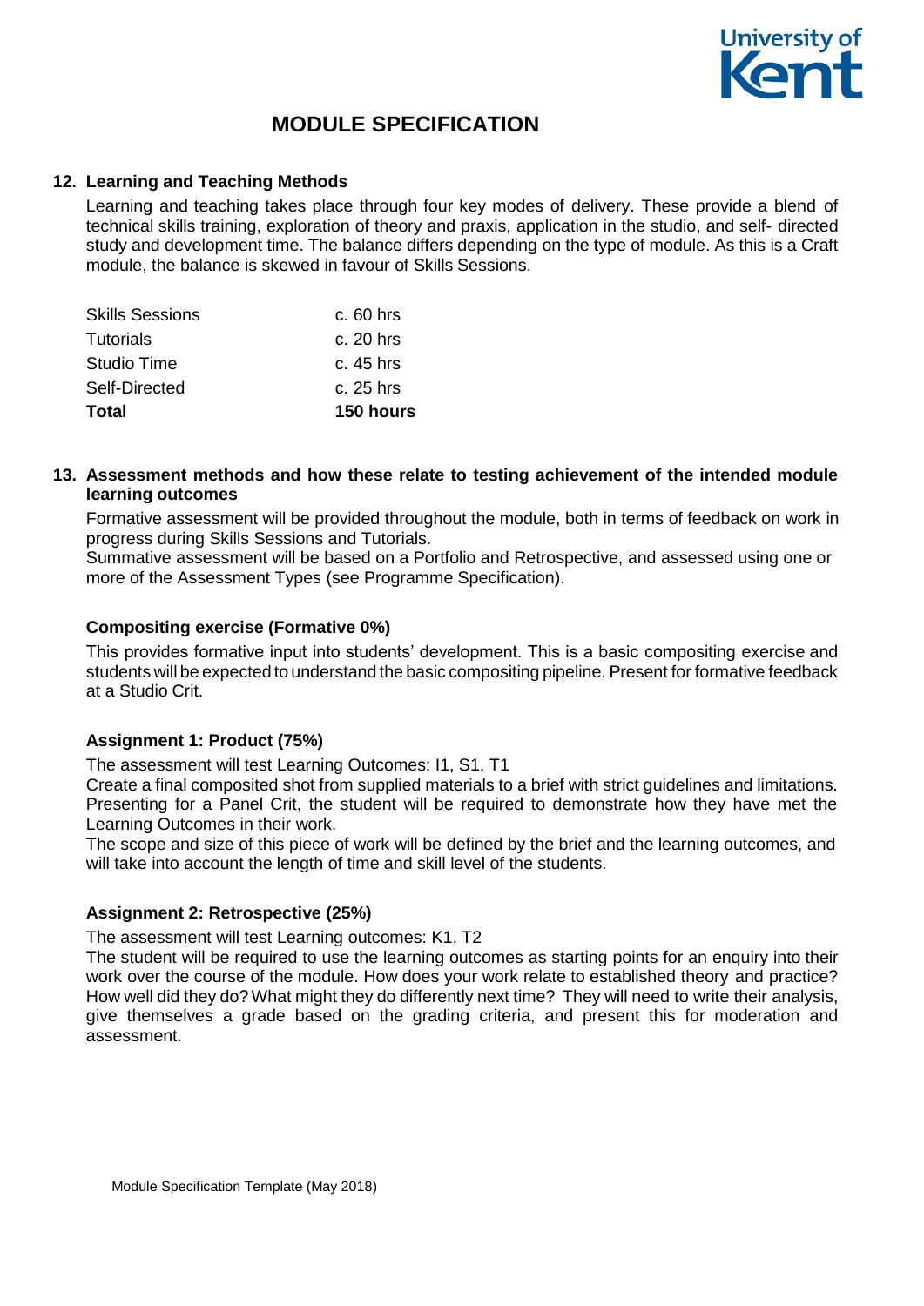# MODULE SPECIFICATION

## 12. Learning and Teaching Methods

Learning and teaching takes place through four key modes of delivery. These provide a blend of technical skills training, exploration of theory and praxis, application in the studio, and self- directed study and development time. The balance differs depending on the type of module. As this is a Craft module, the balance is skewed in favour of Skills Sessions.

| | |
|---|---|
| Skills Sessions | c. 60 hrs |
| Tutorials | c. 20 hrs |
| Studio Time | c. 45 hrs |
| Self-Directed | c. 25 hrs |
| **Total** | **150 hours** |

## 13. Assessment methods and how these relate to testing achievement of the intended module learning outcomes

Formative assessment will be provided throughout the module, both in terms of feedback on work in progress during Skills Sessions and Tutorials.
Summative assessment will be based on a Portfolio and Retrospective, and assessed using one or more of the Assessment Types (see Programme Specification).

### Compositing exercise (Formative 0%)

This provides formative input into students' development. This is a basic compositing exercise and students will be expected to understand the basic compositing pipeline. Present for formative feedback at a Studio Crit.

### Assignment 1: Product (75%)

The assessment will test Learning Outcomes: I1, S1, T1
Create a final composited shot from supplied materials to a brief with strict guidelines and limitations. Presenting for a Panel Crit, the student will be required to demonstrate how they have met the Learning Outcomes in their work.
The scope and size of this piece of work will be defined by the brief and the learning outcomes, and will take into account the length of time and skill level of the students.

### Assignment 2: Retrospective (25%)

The assessment will test Learning outcomes: K1, T2
The student will be required to use the learning outcomes as starting points for an enquiry into their work over the course of the module. How does your work relate to established theory and practice? How well did they do? What might they do differently next time? They will need to write their analysis, give themselves a grade based on the grading criteria, and present this for moderation and assessment.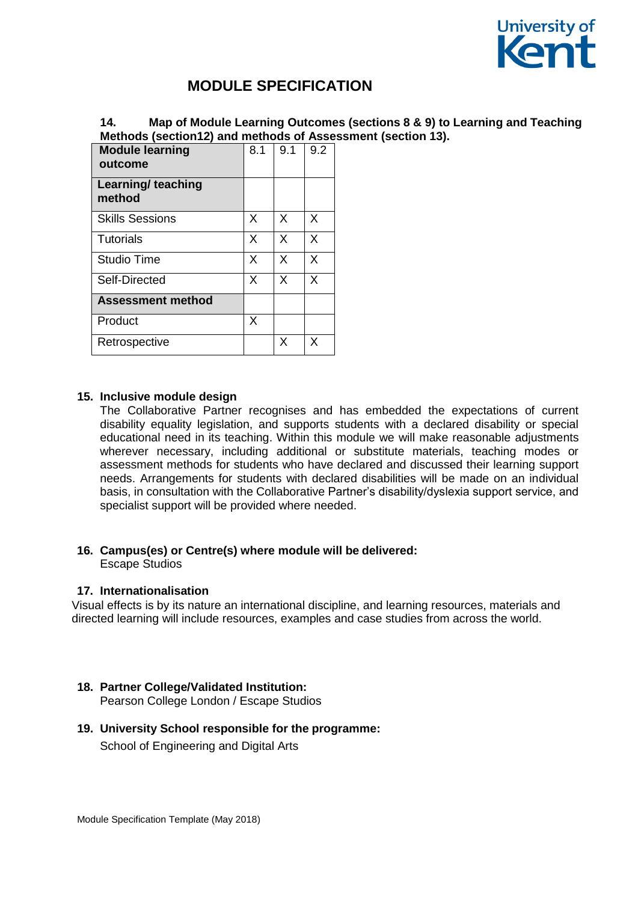# MODULE SPECIFICATION

**14. Map of Module Learning Outcomes (sections 8 & 9) to Learning and Teaching Methods (section12) and methods of Assessment (section 13).**

| **Module learning outcome** | 8.1 | 9.1 | 9.2 |
|---|---|---|---|
| **Learning/ teaching method** | | | |
| Skills Sessions | X | X | X |
| Tutorials | X | X | X |
| Studio Time | X | X | X |
| Self-Directed | X | X | X |
| **Assessment method** | | | |
| Product | X | | |
| Retrospective | | X | X |

**15. Inclusive module design**

The Collaborative Partner recognises and has embedded the expectations of current disability equality legislation, and supports students with a declared disability or special educational need in its teaching. Within this module we will make reasonable adjustments wherever necessary, including additional or substitute materials, teaching modes or assessment methods for students who have declared and discussed their learning support needs. Arrangements for students with declared disabilities will be made on an individual basis, in consultation with the Collaborative Partner's disability/dyslexia support service, and specialist support will be provided where needed.

**16. Campus(es) or Centre(s) where module will be delivered:**

Escape Studios

**17. Internationalisation**

Visual effects is by its nature an international discipline, and learning resources, materials and directed learning will include resources, examples and case studies from across the world.

**18. Partner College/Validated Institution:**

Pearson College London / Escape Studios

**19. University School responsible for the programme:**

School of Engineering and Digital Arts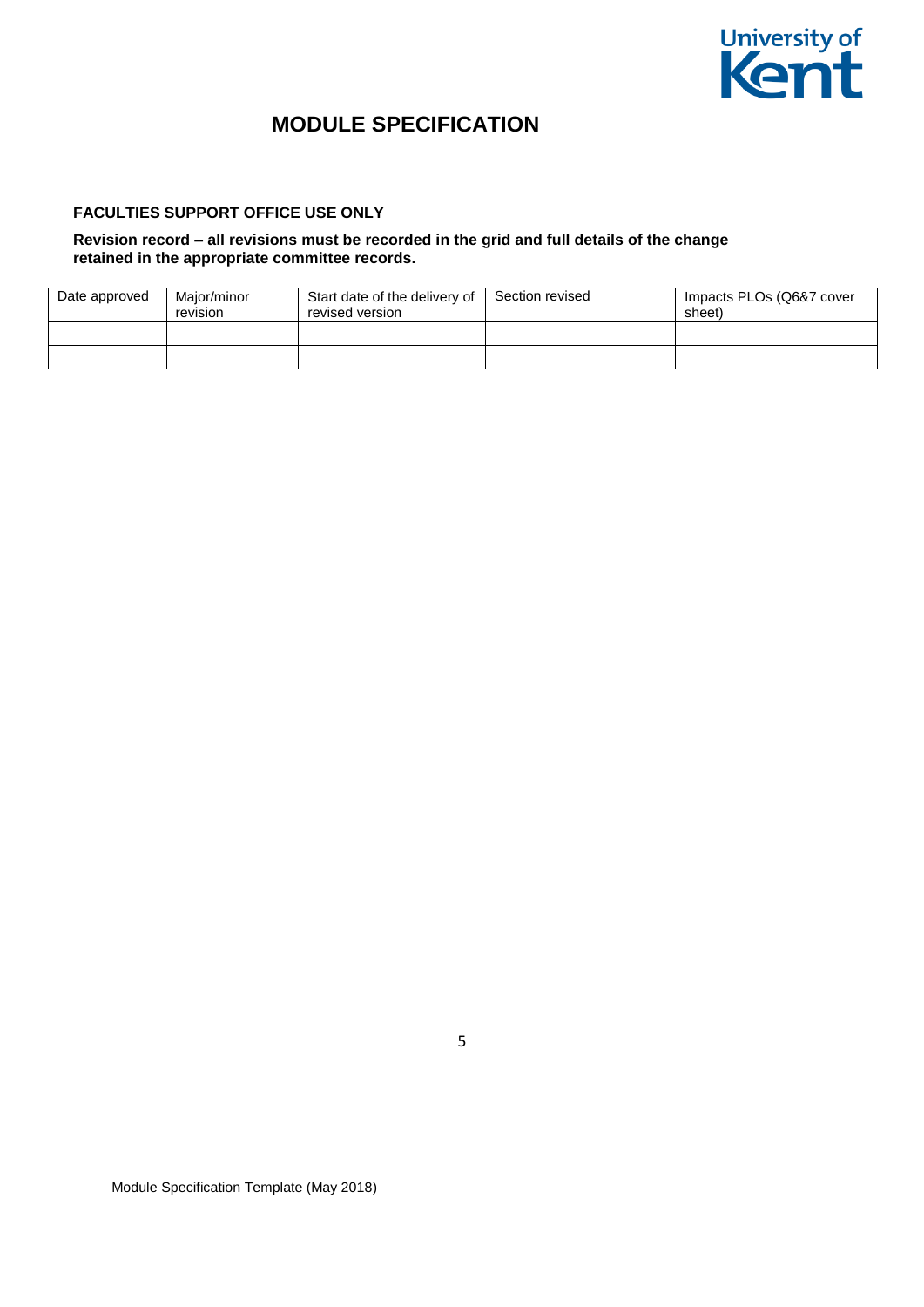# MODULE SPECIFICATION

**FACULTIES SUPPORT OFFICE USE ONLY**

**Revision record – all revisions must be recorded in the grid and full details of the change retained in the appropriate committee records.**

| Date approved | Major/minor revision | Start date of the delivery of revised version | Section revised | Impacts PLOs (Q6&7 cover sheet) |
|---|---|---|---|---|
| | | | | |
| | | | | |

Module Specification Template (May 2018)